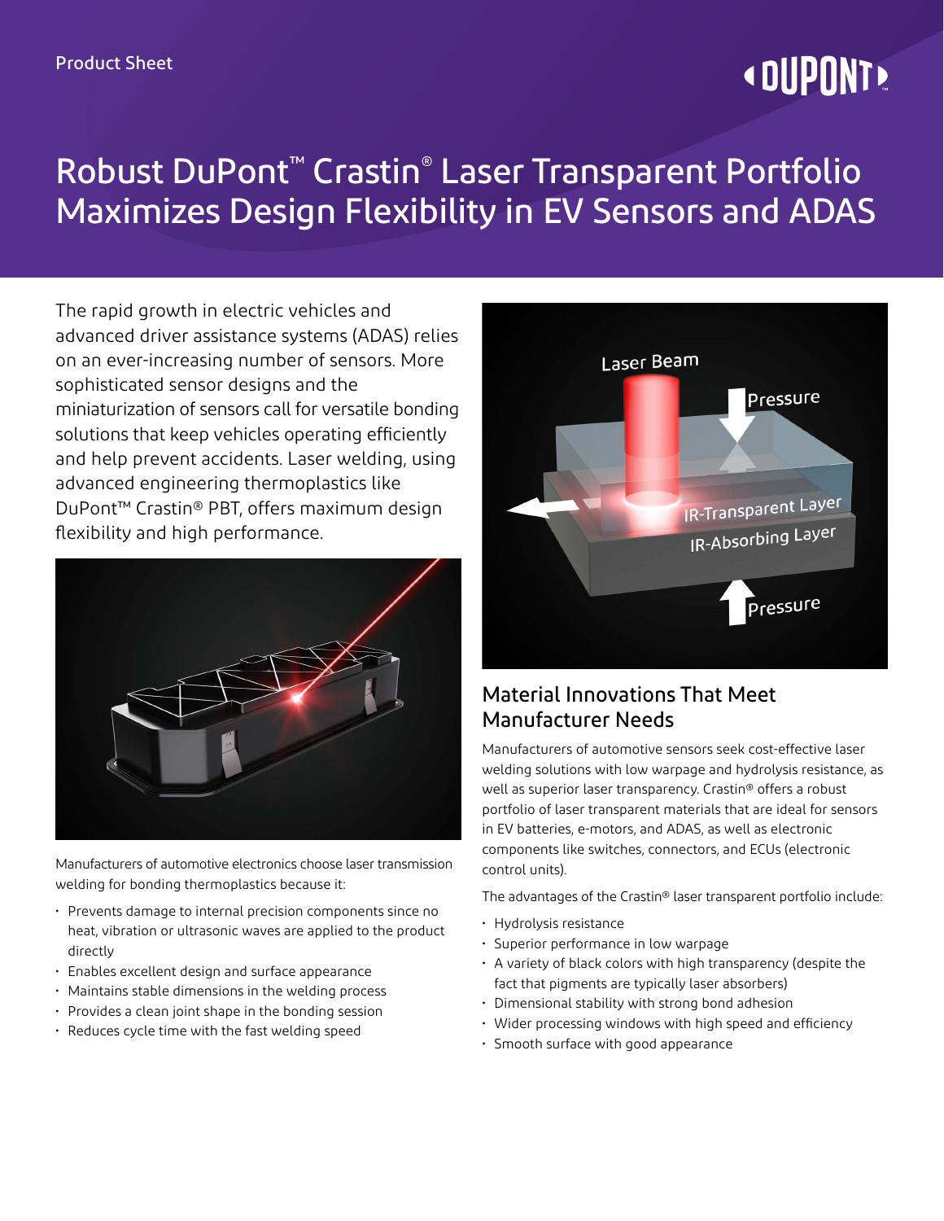Product Sheet

# Robust DuPont™ Crastin® Laser Transparent Portfolio Maximizes Design Flexibility in EV Sensors and ADAS

The rapid growth in electric vehicles and advanced driver assistance systems (ADAS) relies on an ever-increasing number of sensors. More sophisticated sensor designs and the miniaturization of sensors call for versatile bonding solutions that keep vehicles operating efficiently and help prevent accidents. Laser welding, using advanced engineering thermoplastics like DuPont™ Crastin® PBT, offers maximum design flexibility and high performance.

Manufacturers of automotive electronics choose laser transmission welding for bonding thermoplastics because it:

- Prevents damage to internal precision components since no heat, vibration or ultrasonic waves are applied to the product directly
- Enables excellent design and surface appearance
- Maintains stable dimensions in the welding process
- Provides a clean joint shape in the bonding session
- Reduces cycle time with the fast welding speed

## Material Innovations That Meet Manufacturer Needs

Manufacturers of automotive sensors seek cost-effective laser welding solutions with low warpage and hydrolysis resistance, as well as superior laser transparency. Crastin® offers a robust portfolio of laser transparent materials that are ideal for sensors in EV batteries, e-motors, and ADAS, as well as electronic components like switches, connectors, and ECUs (electronic control units).

The advantages of the Crastin® laser transparent portfolio include:

- Hydrolysis resistance
- Superior performance in low warpage
- A variety of black colors with high transparency (despite the fact that pigments are typically laser absorbers)
- Dimensional stability with strong bond adhesion
- Wider processing windows with high speed and efficiency
- Smooth surface with good appearance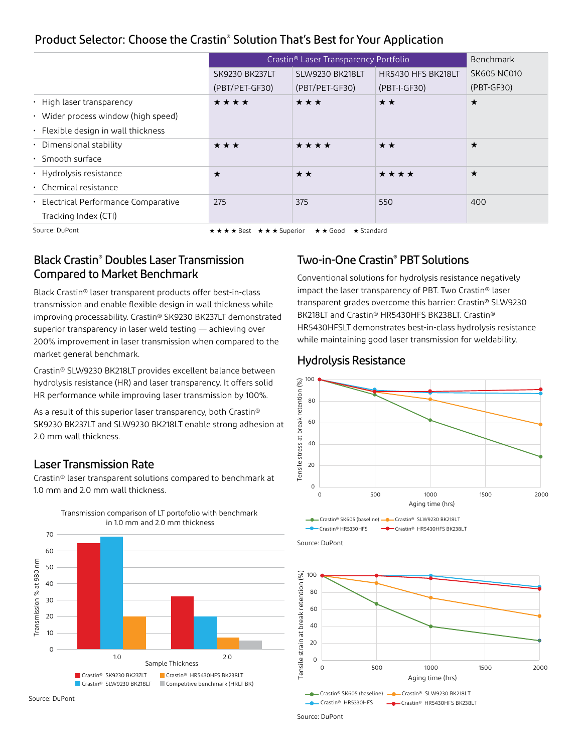## Product Selector: Choose the Crastin® Solution That's Best for Your Application

| | Crastin® Laser Transparency Portfolio | | | Benchmark |
|---|---|---|---|---|
| | SK9230 BK237LT (PBT/PET-GF30) | SLW9230 BK218LT (PBT/PET-GF30) | HR5430 HFS BK218LT (PBT-I-GF30) | SK605 NC010 (PBT-GF30) |
| • High laser transparency<br>• Wider process window (high speed)<br>• Flexible design in wall thickness | ★★★★ | ★★★ | ★★ | ★ |
| • Dimensional stability<br>• Smooth surface | ★★★ | ★★★★ | ★★ | ★ |
| • Hydrolysis resistance<br>• Chemical resistance | ★ | ★★ | ★★★★ | ★ |
| • Electrical Performance Comparative Tracking Index (CTI) | 275 | 375 | 550 | 400 |

Source: DuPont

★★★★ Best ★★★ Superior ★★ Good ★ Standard

## Black Crastin® Doubles Laser Transmission Compared to Market Benchmark

Black Crastin® laser transparent products offer best-in-class transmission and enable flexible design in wall thickness while improving processability. Crastin® SK9230 BK237LT demonstrated superior transparency in laser weld testing — achieving over 200% improvement in laser transmission when compared to the market general benchmark.

Crastin® SLW9230 BK218LT provides excellent balance between hydrolysis resistance (HR) and laser transparency. It offers solid HR performance while improving laser transmission by 100%.

As a result of this superior laser transparency, both Crastin® SK9230 BK237LT and SLW9230 BK218LT enable strong adhesion at 2.0 mm wall thickness.

## Laser Transmission Rate

Crastin® laser transparent solutions compared to benchmark at 1.0 mm and 2.0 mm wall thickness.

Transmission comparison of LT portofolio with benchmark in 1.0 mm and 2.0 mm thickness

Source: DuPont

## Two-in-One Crastin® PBT Solutions

Conventional solutions for hydrolysis resistance negatively impact the laser transparency of PBT. Two Crastin® laser transparent grades overcome this barrier: Crastin® SLW9230 BK218LT and Crastin® HR5430HFS BK238LT. Crastin® HR5430HFSLT demonstrates best-in-class hydrolysis resistance while maintaining good laser transmission for weldability.

## Hydrolysis Resistance

Source: DuPont

Source: DuPont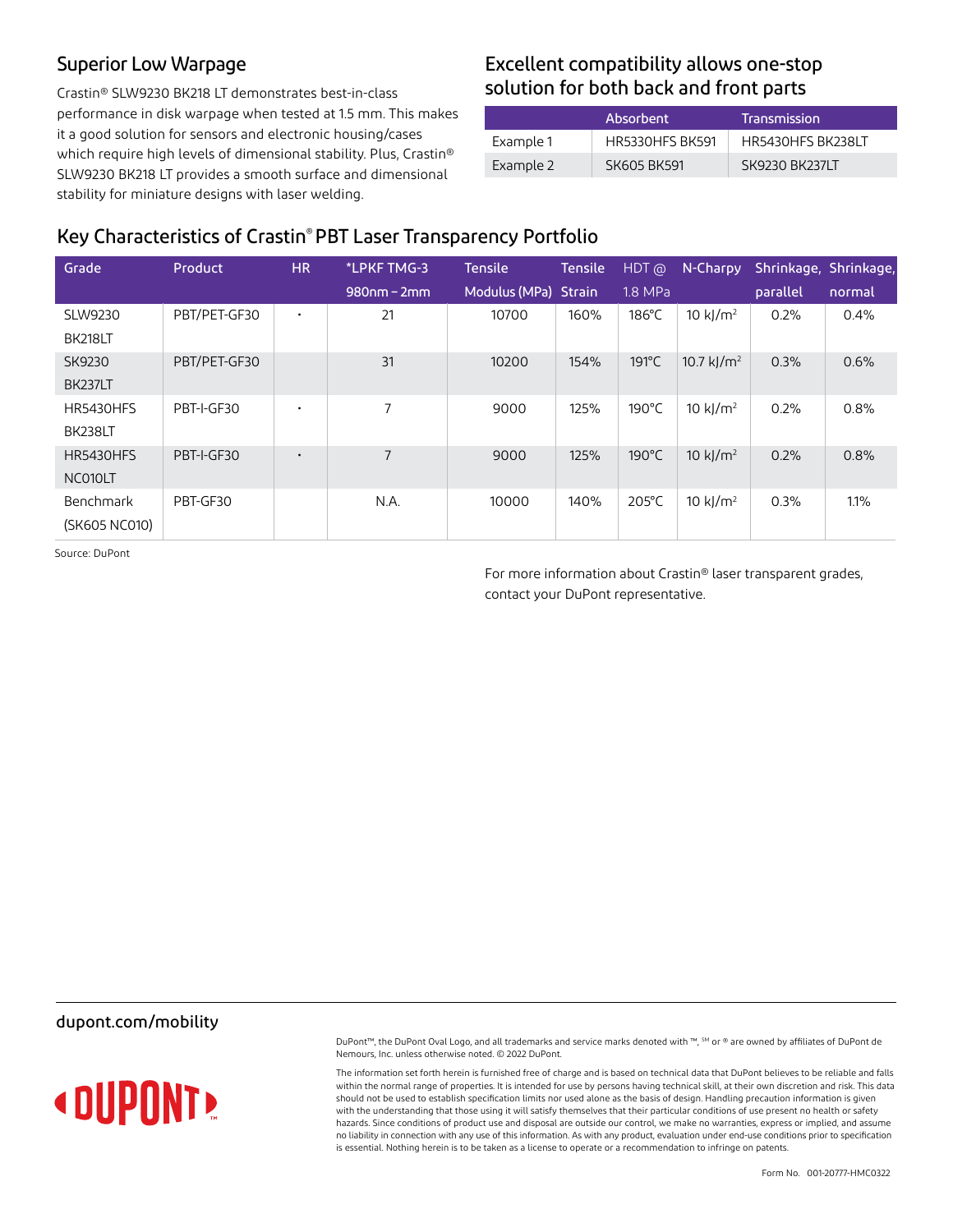## Superior Low Warpage

Crastin® SLW9230 BK218 LT demonstrates best-in-class performance in disk warpage when tested at 1.5 mm. This makes it a good solution for sensors and electronic housing/cases which require high levels of dimensional stability. Plus, Crastin® SLW9230 BK218 LT provides a smooth surface and dimensional stability for miniature designs with laser welding.

## Excellent compatibility allows one-stop solution for both back and front parts

| | Absorbent | Transmission |
|---|---|---|
| Example 1 | HR5330HFS BK591 | HR5430HFS BK238LT |
| Example 2 | SK605 BK591 | SK9230 BK237LT |

## Key Characteristics of Crastin® PBT Laser Transparency Portfolio

| Grade | Product | HR | *LPKF TMG-3 980nm – 2mm | Tensile Modulus (MPa) | Tensile Strain | HDT @ 1.8 MPa | N-Charpy | Shrinkage, parallel | Shrinkage, normal |
|---|---|---|---|---|---|---|---|---|---|
| SLW9230 BK218LT | PBT/PET-GF30 | • | 21 | 10700 | 160% | 186°C | 10 kJ/m² | 0.2% | 0.4% |
| SK9230 BK237LT | PBT/PET-GF30 | | 31 | 10200 | 154% | 191°C | 10.7 kJ/m² | 0.3% | 0.6% |
| HR5430HFS BK238LT | PBT-I-GF30 | • | 7 | 9000 | 125% | 190°C | 10 kJ/m² | 0.2% | 0.8% |
| HR5430HFS NC010LT | PBT-I-GF30 | • | 7 | 9000 | 125% | 190°C | 10 kJ/m² | 0.2% | 0.8% |
| Benchmark (SK605 NC010) | PBT-GF30 | | N.A. | 10000 | 140% | 205°C | 10 kJ/m² | 0.3% | 1.1% |

Source: DuPont

For more information about Crastin® laser transparent grades, contact your DuPont representative.

dupont.com/mobility

DuPont™, the DuPont Oval Logo, and all trademarks and service marks denoted with ™, SM or ® are owned by affiliates of DuPont de Nemours, Inc. unless otherwise noted. © 2022 DuPont.

The information set forth herein is furnished free of charge and is based on technical data that DuPont believes to be reliable and falls within the normal range of properties. It is intended for use by persons having technical skill, at their own discretion and risk. This data should not be used to establish specification limits nor used alone as the basis of design. Handling precaution information is given with the understanding that those using it will satisfy themselves that their particular conditions of use present no health or safety hazards. Since conditions of product use and disposal are outside our control, we make no warranties, express or implied, and assume no liability in connection with any use of this information. As with any product, evaluation under end-use conditions prior to specification is essential. Nothing herein is to be taken as a license to operate or a recommendation to infringe on patents.

Form No. 001-20777-HMC0322